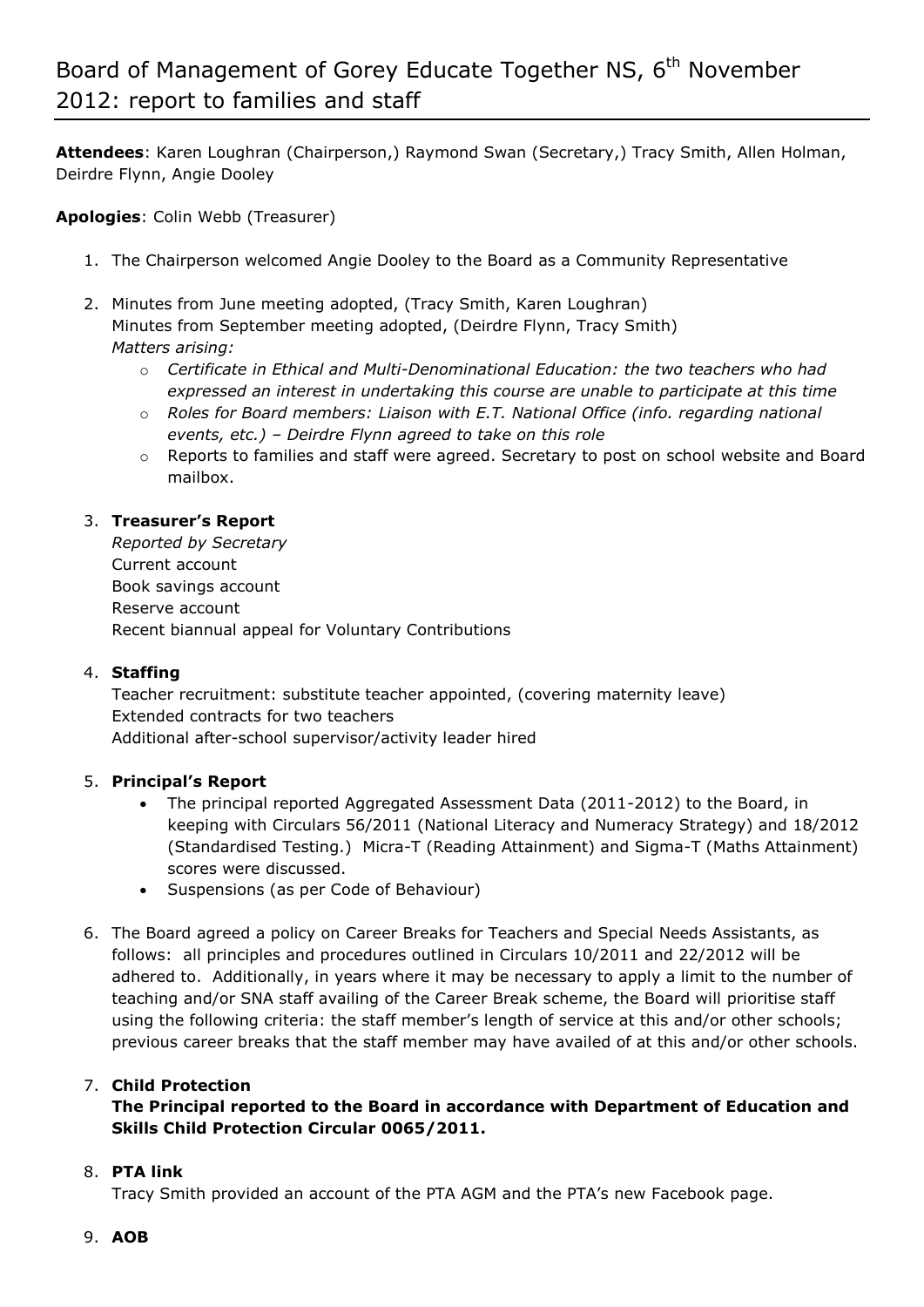# Board of Management of Gorey Educate Together NS, 6th November 2012: report to families and staff

**Attendees**: Karen Loughran (Chairperson,) Raymond Swan (Secretary,) Tracy Smith, Allen Holman, Deirdre Flynn, Angie Dooley

**Apologies**: Colin Webb (Treasurer)

1. The Chairperson welcomed Angie Dooley to the Board as a Community Representative

2. Minutes from June meeting adopted, (Tracy Smith, Karen Loughran)
   Minutes from September meeting adopted, (Deirdre Flynn, Tracy Smith)
   *Matters arising:*
   - *Certificate in Ethical and Multi-Denominational Education: the two teachers who had expressed an interest in undertaking this course are unable to participate at this time*
   - *Roles for Board members: Liaison with E.T. National Office (info. regarding national events, etc.) – Deirdre Flynn agreed to take on this role*
   - Reports to families and staff were agreed. Secretary to post on school website and Board mailbox.

3. **Treasurer's Report**
   *Reported by Secretary*
   Current account
   Book savings account
   Reserve account
   Recent biannual appeal for Voluntary Contributions

4. **Staffing**
   Teacher recruitment: substitute teacher appointed, (covering maternity leave)
   Extended contracts for two teachers
   Additional after-school supervisor/activity leader hired

5. **Principal's Report**
   - The principal reported Aggregated Assessment Data (2011-2012) to the Board, in keeping with Circulars 56/2011 (National Literacy and Numeracy Strategy) and 18/2012 (Standardised Testing.) Micra-T (Reading Attainment) and Sigma-T (Maths Attainment) scores were discussed.
   - Suspensions (as per Code of Behaviour)

6. The Board agreed a policy on Career Breaks for Teachers and Special Needs Assistants, as follows: all principles and procedures outlined in Circulars 10/2011 and 22/2012 will be adhered to. Additionally, in years where it may be necessary to apply a limit to the number of teaching and/or SNA staff availing of the Career Break scheme, the Board will prioritise staff using the following criteria: the staff member's length of service at this and/or other schools; previous career breaks that the staff member may have availed of at this and/or other schools.

7. **Child Protection**
   **The Principal reported to the Board in accordance with Department of Education and Skills Child Protection Circular 0065/2011.**

8. **PTA link**
   Tracy Smith provided an account of the PTA AGM and the PTA's new Facebook page.

9. **AOB**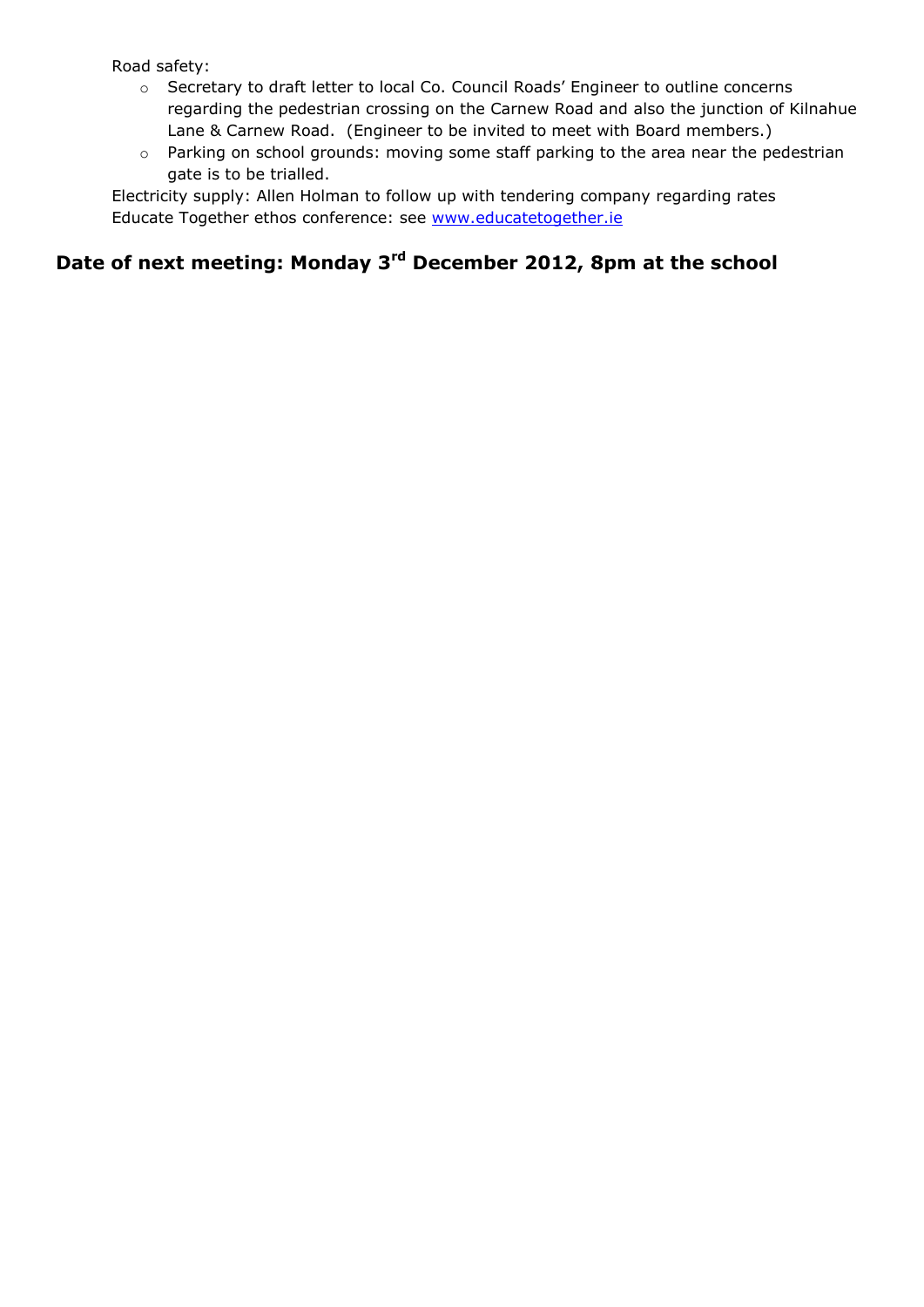Road safety:

- Secretary to draft letter to local Co. Council Roads' Engineer to outline concerns regarding the pedestrian crossing on the Carnew Road and also the junction of Kilnahue Lane & Carnew Road. (Engineer to be invited to meet with Board members.)
- Parking on school grounds: moving some staff parking to the area near the pedestrian gate is to be trialled.

Electricity supply: Allen Holman to follow up with tendering company regarding rates

Educate Together ethos conference: see www.educatetogether.ie

## Date of next meeting: Monday 3rd December 2012, 8pm at the school